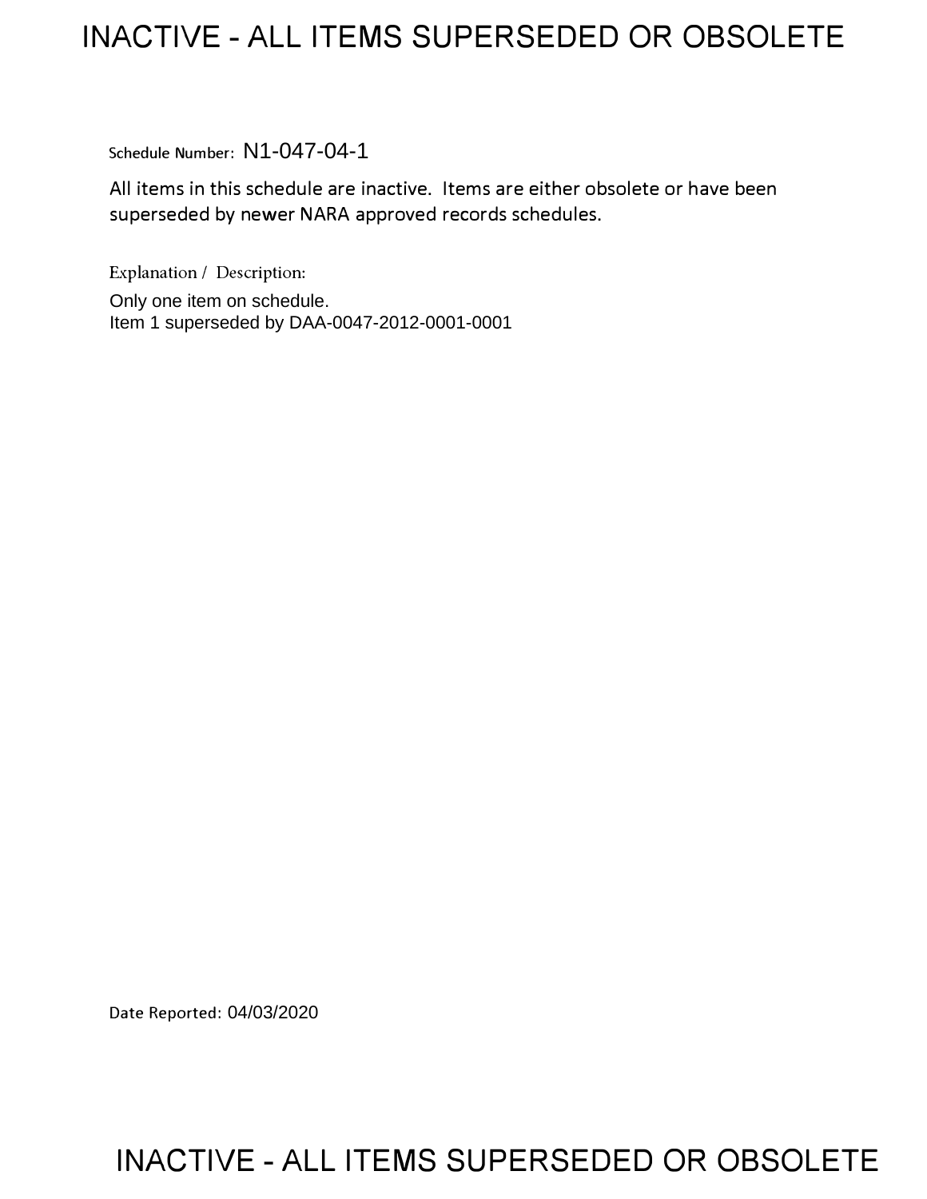# INACTIVE - ALL ITEMS SUPERSEDED OR OBSOLETE

Schedule Number: N1-047-04-1

All items in this schedule are inactive. Items are either obsolete or have been superseded by newer NARA approved records schedules.

Explanation / Description:

Only one item on schedule.
Item 1 superseded by DAA-0047-2012-0001-0001

Date Reported: 04/03/2020

# INACTIVE - ALL ITEMS SUPERSEDED OR OBSOLETE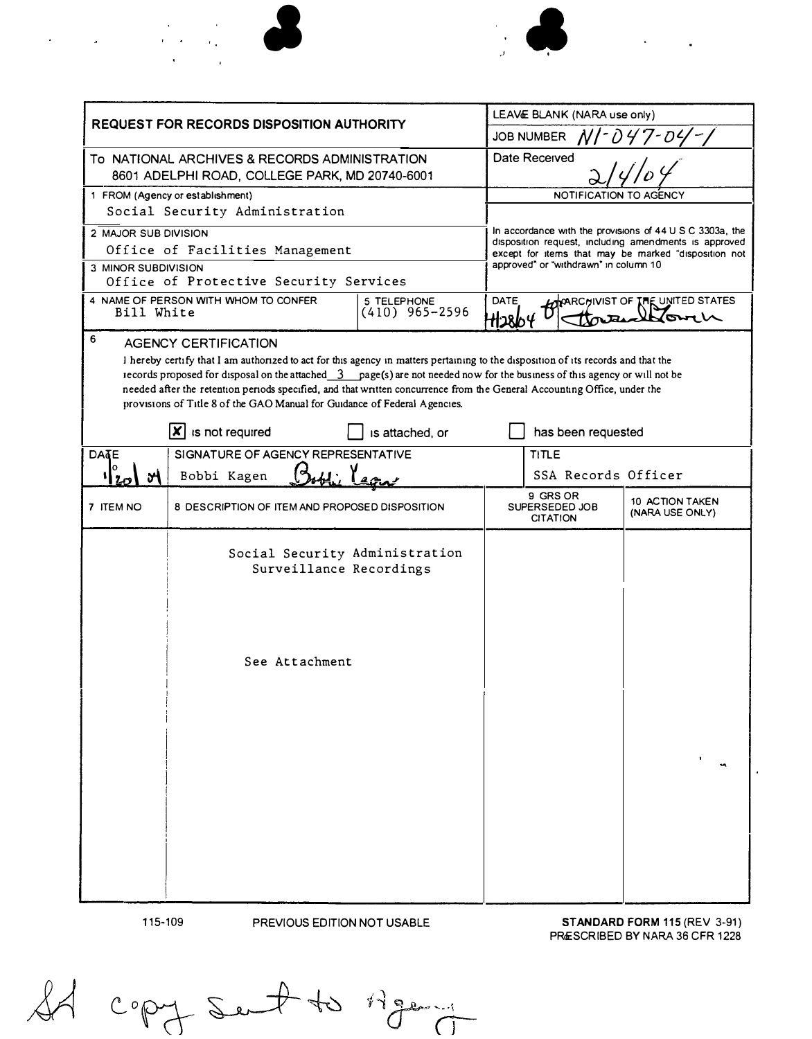| **REQUEST FOR RECORDS DISPOSITION AUTHORITY** | | LEAVE BLANK (NARA use only) |
|---|---|---|
| | | JOB NUMBER N1-047-04-1 |
| To NATIONAL ARCHIVES & RECORDS ADMINISTRATION 8601 ADELPHI ROAD, COLLEGE PARK, MD 20740-6001 | | Date Received 2/4/04 |
| 1 FROM (Agency or establishment) Social Security Administration | | NOTIFICATION TO AGENCY |
| 2 MAJOR SUB DIVISION Office of Facilities Management | | In accordance with the provisions of 44 U S C 3303a, the disposition request, including amendments is approved except for items that may be marked "disposition not approved" or "withdrawn" in column 10 |
| 3 MINOR SUBDIVISION Office of Protective Security Services | | |
| 4 NAME OF PERSON WITH WHOM TO CONFER Bill White | 5 TELEPHONE (410) 965-2596 | DATE 4/28/04 — ARCHIVIST OF THE UNITED STATES [signature] |

**6 AGENCY CERTIFICATION**

I hereby certify that I am authorized to act for this agency in matters pertaining to the disposition of its records and that the records proposed for disposal on the attached 3 page(s) are not needed now for the business of this agency or will not be needed after the retention periods specified, and that written concurrence from the General Accounting Office, under the provisions of Title 8 of the GAO Manual for Guidance of Federal Agencies.

[X] is not required [ ] is attached, or [ ] has been requested

| DATE | SIGNATURE OF AGENCY REPRESENTATIVE | TITLE |
|---|---|---|
| 1/20/04 | Bobbi Kagen [signature] | SSA Records Officer |

| 7 ITEM NO | 8 DESCRIPTION OF ITEM AND PROPOSED DISPOSITION | 9 GRS OR SUPERSEDED JOB CITATION | 10 ACTION TAKEN (NARA USE ONLY) |
|---|---|---|---|
| | Social Security Administration Surveillance Recordings<br><br>See Attachment | | |

115-109 PREVIOUS EDITION NOT USABLE

**STANDARD FORM 115** (REV 3-91) PRESCRIBED BY NARA 36 CFR 1228

SA copy sent to Agency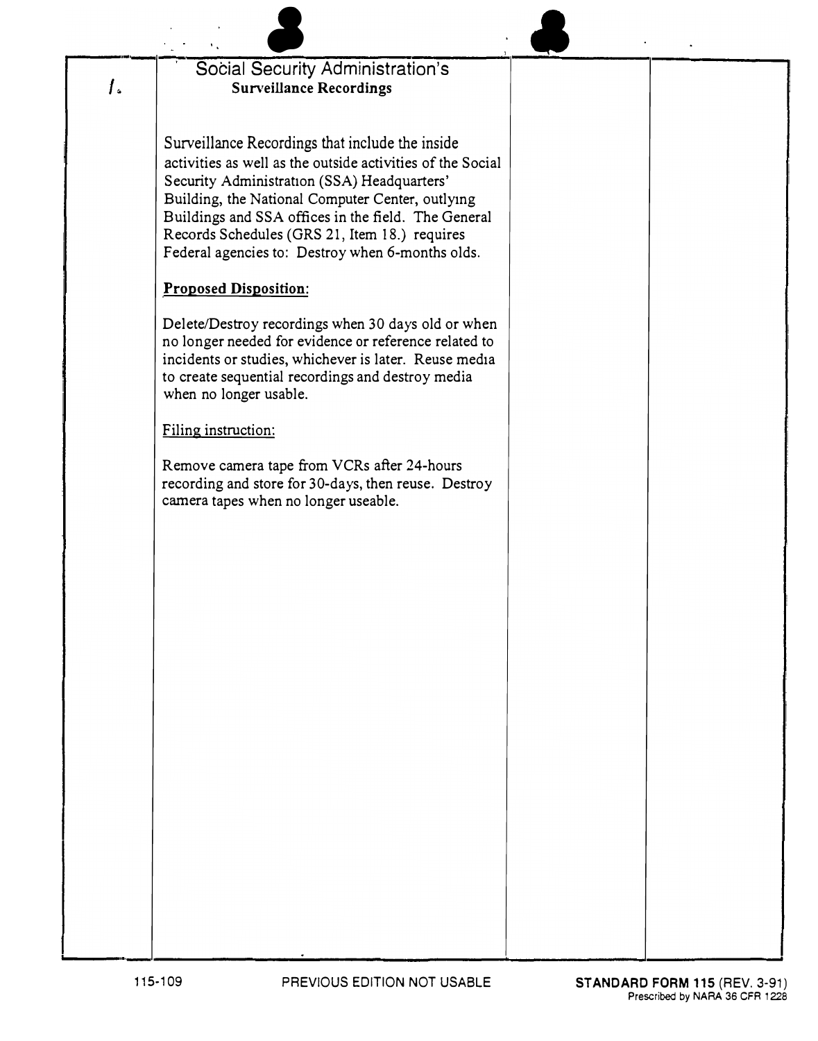| | | | |
|---|---|---|---|
| 1. | **Social Security Administration's**<br>**Surveillance Recordings**<br><br>Surveillance Recordings that include the inside activities as well as the outside activities of the Social Security Administration (SSA) Headquarters' Building, the National Computer Center, outlying Buildings and SSA offices in the field. The General Records Schedules (GRS 21, Item 18.) requires Federal agencies to: Destroy when 6-months olds.<br><br>**<u>Proposed Disposition</u>:**<br><br>Delete/Destroy recordings when 30 days old or when no longer needed for evidence or reference related to incidents or studies, whichever is later. Reuse media to create sequential recordings and destroy media when no longer usable.<br><br><u>Filing instruction:</u><br><br>Remove camera tape from VCRs after 24-hours recording and store for 30-days, then reuse. Destroy camera tapes when no longer useable. | | |

115-109 PREVIOUS EDITION NOT USABLE **STANDARD FORM 115** (REV. 3-91)
Prescribed by NARA 36 CFR 1228